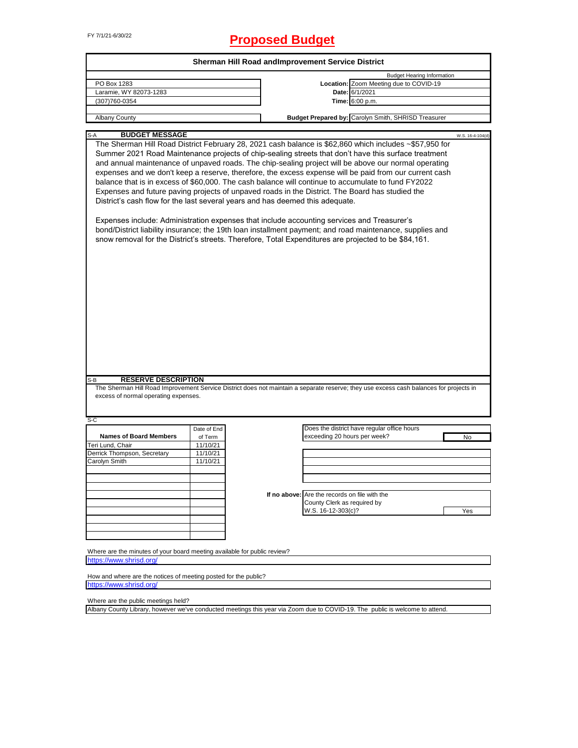FY 7/1/21-6/30/22

# Proposed Budget

## Sherman Hill Road andImprovement Service District

| | | Budget Hearing Information |
|---|---|---|
| PO Box 1283 | **Location:** | Zoom Meeting due to COVID-19 |
| Laramie, WY 82073-1283 | **Date:** | 6/1/2021 |
| (307)760-0354 | **Time:** | 6:00 p.m. |
| Albany County | **Budget Prepared by:** | Carolyn Smith, SHRISD Treasurer |

### S-A BUDGET MESSAGE

W.S. 16-4-104(d)

The Sherman Hill Road District February 28, 2021 cash balance is $62,860 which includes ~$57,950 for Summer 2021 Road Maintenance projects of chip-sealing streets that don't have this surface treatment and annual maintenance of unpaved roads. The chip-sealing project will be above our normal operating expenses and we don't keep a reserve, therefore, the excess expense will be paid from our current cash balance that is in excess of $60,000. The cash balance will continue to accumulate to fund FY2022 Expenses and future paving projects of unpaved roads in the District. The Board has studied the District's cash flow for the last several years and has deemed this adequate.

Expenses include: Administration expenses that include accounting services and Treasurer's bond/District liability insurance; the 19th loan installment payment; and road maintenance, supplies and snow removal for the District's streets. Therefore, Total Expenditures are projected to be $84,161.

### S-B RESERVE DESCRIPTION

The Sherman Hill Road Improvement Service District does not maintain a separate reserve; they use excess cash balances for projects in excess of normal operating expenses.

### S-C

| Names of Board Members | Date of End of Term |
|---|---|
| Teri Lund, Chair | 11/10/21 |
| Derrick Thompson, Secretary | 11/10/21 |
| Carolyn Smith | 11/10/21 |

Does the district have regular office hours exceeding 20 hours per week? **No**

If no above: Are the records on file with the County Clerk as required by W.S. 16-12-303(c)? **Yes**

Where are the minutes of your board meeting available for public review?
https://www.shrisd.org/

How and where are the notices of meeting posted for the public?
https://www.shrisd.org/

Where are the public meetings held?
Albany County Library, however we've conducted meetings this year via Zoom due to COVID-19. The public is welcome to attend.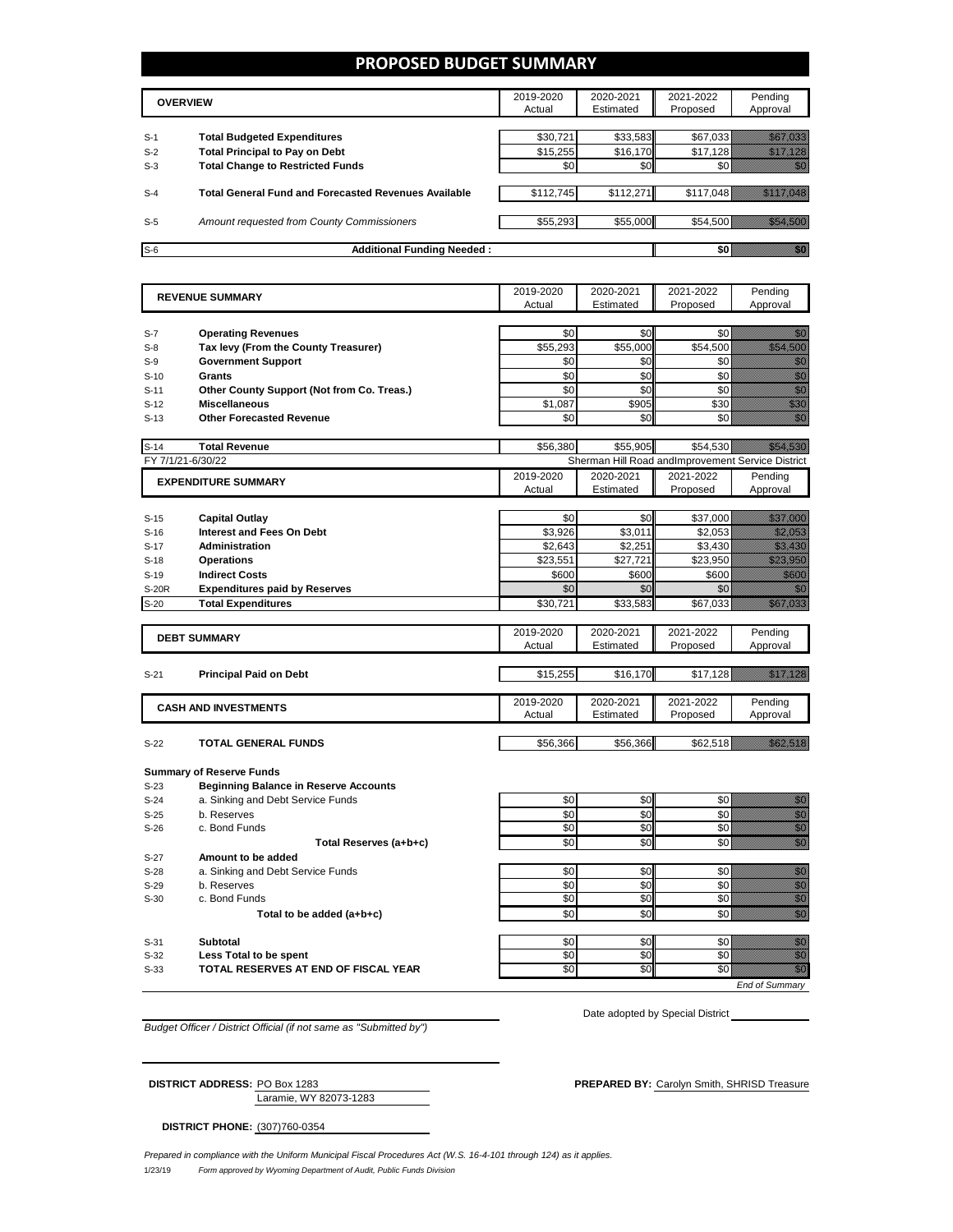# PROPOSED BUDGET SUMMARY

| | OVERVIEW | 2019-2020 Actual | 2020-2021 Estimated | 2021-2022 Proposed | Pending Approval |
|---|---|---|---|---|---|
| S-1 | **Total Budgeted Expenditures** | $30,721 | $33,583 | $67,033 | $67,033 |
| S-2 | **Total Principal to Pay on Debt** | $15,255 | $16,170 | $17,128 | $17,128 |
| S-3 | **Total Change to Restricted Funds** | $0 | $0 | $0 | $0 |
| S-4 | **Total General Fund and Forecasted Revenues Available** | $112,745 | $112,271 | $117,048 | $117,048 |
| S-5 | *Amount requested from County Commissioners* | $55,293 | $55,000 | $54,500 | $54,500 |
| S-6 | **Additional Funding Needed :** | | | $0 | $0 |

| | REVENUE SUMMARY | 2019-2020 Actual | 2020-2021 Estimated | 2021-2022 Proposed | Pending Approval |
|---|---|---|---|---|---|
| S-7 | **Operating Revenues** | $0 | $0 | $0 | $0 |
| S-8 | **Tax levy (From the County Treasurer)** | $55,293 | $55,000 | $54,500 | $54,500 |
| S-9 | **Government Support** | $0 | $0 | $0 | $0 |
| S-10 | **Grants** | $0 | $0 | $0 | $0 |
| S-11 | **Other County Support (Not from Co. Treas.)** | $0 | $0 | $0 | $0 |
| S-12 | **Miscellaneous** | $1,087 | $905 | $30 | $30 |
| S-13 | **Other Forecasted Revenue** | $0 | $0 | $0 | $0 |
| S-14 | **Total Revenue** | $56,380 | $55,905 | $54,530 | $54,530 |

FY 7/1/21-6/30/22 — Sherman Hill Road andImprovement Service District

| | EXPENDITURE SUMMARY | 2019-2020 Actual | 2020-2021 Estimated | 2021-2022 Proposed | Pending Approval |
|---|---|---|---|---|---|
| S-15 | **Capital Outlay** | $0 | $0 | $37,000 | $37,000 |
| S-16 | **Interest and Fees On Debt** | $3,926 | $3,011 | $2,053 | $2,053 |
| S-17 | **Administration** | $2,643 | $2,251 | $3,430 | $3,430 |
| S-18 | **Operations** | $23,551 | $27,721 | $23,950 | $23,950 |
| S-19 | **Indirect Costs** | $600 | $600 | $600 | $600 |
| S-20R | **Expenditures paid by Reserves** | $0 | $0 | $0 | $0 |
| S-20 | **Total Expenditures** | $30,721 | $33,583 | $67,033 | $67,033 |

| | DEBT SUMMARY | 2019-2020 Actual | 2020-2021 Estimated | 2021-2022 Proposed | Pending Approval |
|---|---|---|---|---|---|
| S-21 | **Principal Paid on Debt** | $15,255 | $16,170 | $17,128 | $17,128 |

| | CASH AND INVESTMENTS | 2019-2020 Actual | 2020-2021 Estimated | 2021-2022 Proposed | Pending Approval |
|---|---|---|---|---|---|
| S-22 | **TOTAL GENERAL FUNDS** | $56,366 | $56,366 | $62,518 | $62,518 |
| | **Summary of Reserve Funds** | | | | |
| S-23 | **Beginning Balance in Reserve Accounts** | | | | |
| S-24 | a. Sinking and Debt Service Funds | $0 | $0 | $0 | $0 |
| S-25 | b. Reserves | $0 | $0 | $0 | $0 |
| S-26 | c. Bond Funds | $0 | $0 | $0 | $0 |
| | **Total Reserves (a+b+c)** | $0 | $0 | $0 | $0 |
| S-27 | **Amount to be added** | | | | |
| S-28 | a. Sinking and Debt Service Funds | $0 | $0 | $0 | $0 |
| S-29 | b. Reserves | $0 | $0 | $0 | $0 |
| S-30 | c. Bond Funds | $0 | $0 | $0 | $0 |
| | **Total to be added (a+b+c)** | $0 | $0 | $0 | $0 |
| S-31 | **Subtotal** | $0 | $0 | $0 | $0 |
| S-32 | **Less Total to be spent** | $0 | $0 | $0 | $0 |
| S-33 | **TOTAL RESERVES AT END OF FISCAL YEAR** | $0 | $0 | $0 | $0 |

*End of Summary*

Date adopted by Special District ____________

*Budget Officer / District Official (if not same as "Submitted by")*

**DISTRICT ADDRESS:** PO Box 1283
Laramie, WY 82073-1283

**PREPARED BY:** Carolyn Smith, SHRISD Treasure

**DISTRICT PHONE:** (307)760-0354

*Prepared in compliance with the Uniform Municipal Fiscal Procedures Act (W.S. 16-4-101 through 124) as it applies.*

1/23/19 *Form approved by Wyoming Department of Audit, Public Funds Division*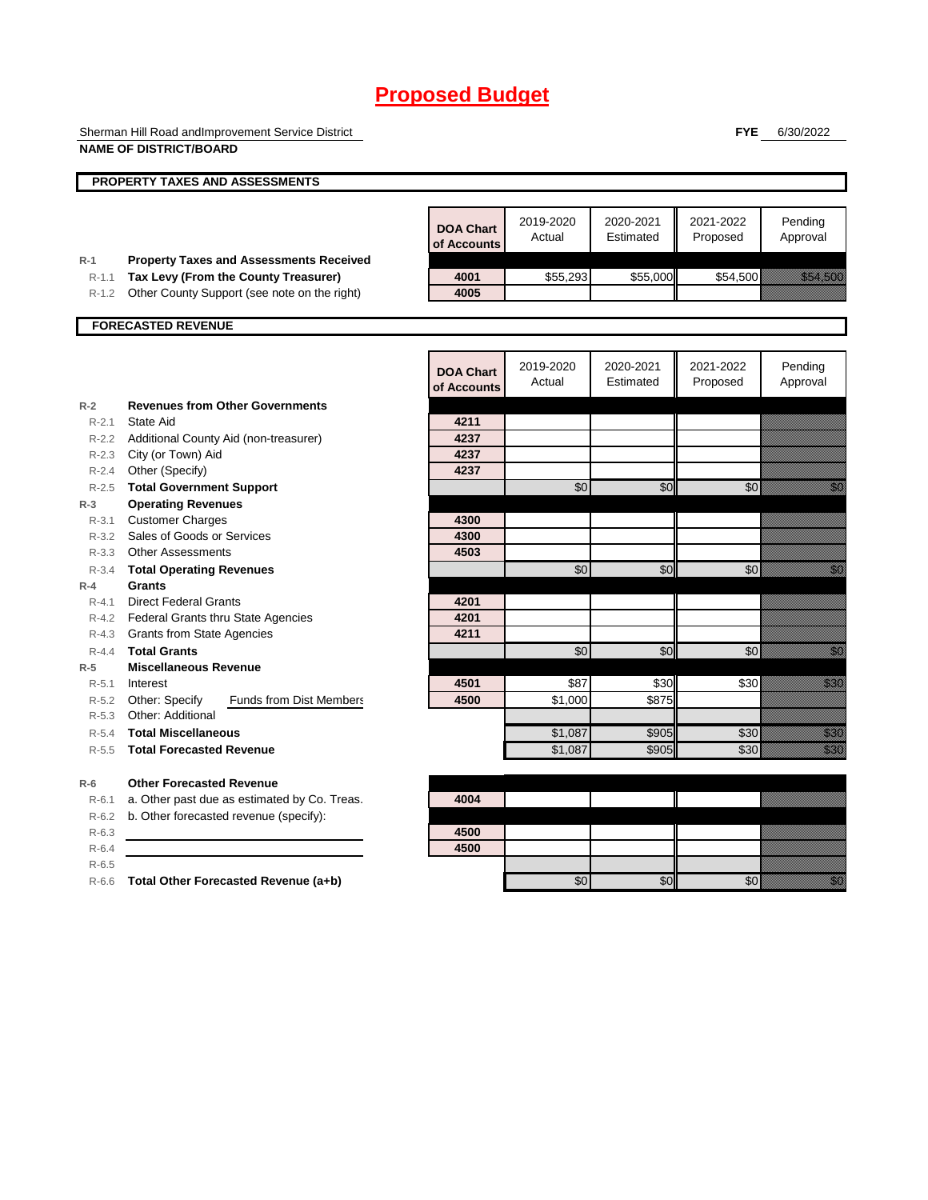# Proposed Budget

Sherman Hill Road andImprovement Service District
**NAME OF DISTRICT/BOARD**

**FYE** 6/30/2022

## PROPERTY TAXES AND ASSESSMENTS

| | | DOA Chart of Accounts | 2019-2020 Actual | 2020-2021 Estimated | 2021-2022 Proposed | Pending Approval |
|---|---|---|---|---|---|---|
| R-1 | **Property Taxes and Assessments Received** | | | | | |
| R-1.1 | **Tax Levy (From the County Treasurer)** | 4001 | $55,293 | $55,000 | $54,500 | $54,500 |
| R-1.2 | Other County Support (see note on the right) | 4005 | | | | |

## FORECASTED REVENUE

| | | DOA Chart of Accounts | 2019-2020 Actual | 2020-2021 Estimated | 2021-2022 Proposed | Pending Approval |
|---|---|---|---|---|---|---|
| R-2 | **Revenues from Other Governments** | | | | | |
| R-2.1 | State Aid | 4211 | | | | |
| R-2.2 | Additional County Aid (non-treasurer) | 4237 | | | | |
| R-2.3 | City (or Town) Aid | 4237 | | | | |
| R-2.4 | Other (Specify) | 4237 | | | | |
| R-2.5 | **Total Government Support** | | $0 | $0 | $0 | $0 |
| R-3 | **Operating Revenues** | | | | | |
| R-3.1 | Customer Charges | 4300 | | | | |
| R-3.2 | Sales of Goods or Services | 4300 | | | | |
| R-3.3 | Other Assessments | 4503 | | | | |
| R-3.4 | **Total Operating Revenues** | | $0 | $0 | $0 | $0 |
| R-4 | **Grants** | | | | | |
| R-4.1 | Direct Federal Grants | 4201 | | | | |
| R-4.2 | Federal Grants thru State Agencies | 4201 | | | | |
| R-4.3 | Grants from State Agencies | 4211 | | | | |
| R-4.4 | **Total Grants** | | $0 | $0 | $0 | $0 |
| R-5 | **Miscellaneous Revenue** | | | | | |
| R-5.1 | Interest | 4501 | $87 | $30 | $30 | $30 |
| R-5.2 | Other: Specify Funds from Dist Members | 4500 | $1,000 | $875 | | |
| R-5.3 | Other: Additional | | | | | |
| R-5.4 | **Total Miscellaneous** | | $1,087 | $905 | $30 | $30 |
| R-5.5 | **Total Forecasted Revenue** | | $1,087 | $905 | $30 | $30 |
| R-6 | **Other Forecasted Revenue** | | | | | |
| R-6.1 | a. Other past due as estimated by Co. Treas. | 4004 | | | | |
| R-6.2 | b. Other forecasted revenue (specify): | | | | | |
| R-6.3 | | 4500 | | | | |
| R-6.4 | | 4500 | | | | |
| R-6.5 | | | | | | |
| R-6.6 | **Total Other Forecasted Revenue (a+b)** | | $0 | $0 | $0 | $0 |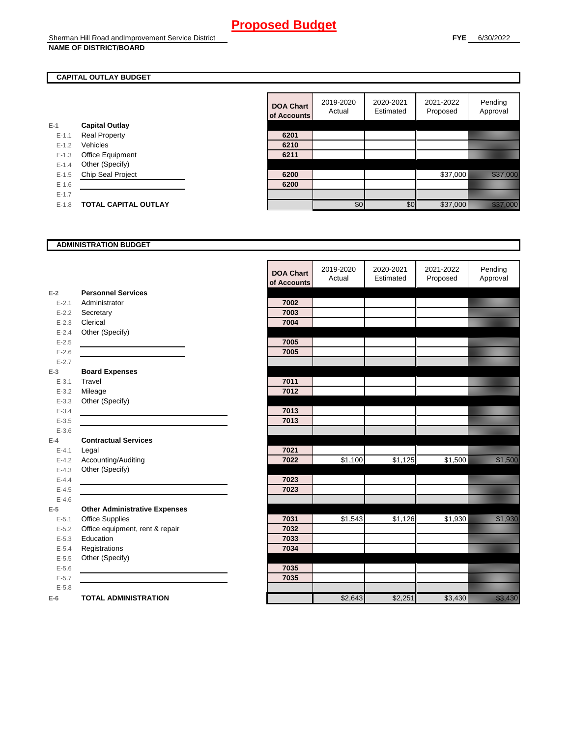# Proposed Budget

Sherman Hill Road andImprovement Service District
**NAME OF DISTRICT/BOARD**

**FYE** 6/30/2022

## CAPITAL OUTLAY BUDGET

| | | DOA Chart of Accounts | 2019-2020 Actual | 2020-2021 Estimated | 2021-2022 Proposed | Pending Approval |
|---|---|---|---|---|---|---|
| E-1 | **Capital Outlay** | | | | | |
| E-1.1 | Real Property | 6201 | | | | |
| E-1.2 | Vehicles | 6210 | | | | |
| E-1.3 | Office Equipment | 6211 | | | | |
| E-1.4 | Other (Specify) | | | | | |
| E-1.5 | Chip Seal Project | 6200 | | | $37,000 | $37,000 |
| E-1.6 | | 6200 | | | | |
| E-1.7 | | | | | | |
| E-1.8 | **TOTAL CAPITAL OUTLAY** | | $0 | $0 | $37,000 | $37,000 |

## ADMINISTRATION BUDGET

| | | DOA Chart of Accounts | 2019-2020 Actual | 2020-2021 Estimated | 2021-2022 Proposed | Pending Approval |
|---|---|---|---|---|---|---|
| E-2 | **Personnel Services** | | | | | |
| E-2.1 | Administrator | 7002 | | | | |
| E-2.2 | Secretary | 7003 | | | | |
| E-2.3 | Clerical | 7004 | | | | |
| E-2.4 | Other (Specify) | | | | | |
| E-2.5 | | 7005 | | | | |
| E-2.6 | | 7005 | | | | |
| E-2.7 | | | | | | |
| E-3 | **Board Expenses** | | | | | |
| E-3.1 | Travel | 7011 | | | | |
| E-3.2 | Mileage | 7012 | | | | |
| E-3.3 | Other (Specify) | | | | | |
| E-3.4 | | 7013 | | | | |
| E-3.5 | | 7013 | | | | |
| E-3.6 | | | | | | |
| E-4 | **Contractual Services** | | | | | |
| E-4.1 | Legal | 7021 | | | | |
| E-4.2 | Accounting/Auditing | 7022 | $1,100 | $1,125 | $1,500 | $1,500 |
| E-4.3 | Other (Specify) | | | | | |
| E-4.4 | | 7023 | | | | |
| E-4.5 | | 7023 | | | | |
| E-4.6 | | | | | | |
| E-5 | **Other Administrative Expenses** | | | | | |
| E-5.1 | Office Supplies | 7031 | $1,543 | $1,126 | $1,930 | $1,930 |
| E-5.2 | Office equipment, rent & repair | 7032 | | | | |
| E-5.3 | Education | 7033 | | | | |
| E-5.4 | Registrations | 7034 | | | | |
| E-5.5 | Other (Specify) | | | | | |
| E-5.6 | | 7035 | | | | |
| E-5.7 | | 7035 | | | | |
| E-5.8 | | | | | | |
| E-6 | **TOTAL ADMINISTRATION** | | $2,643 | $2,251 | $3,430 | $3,430 |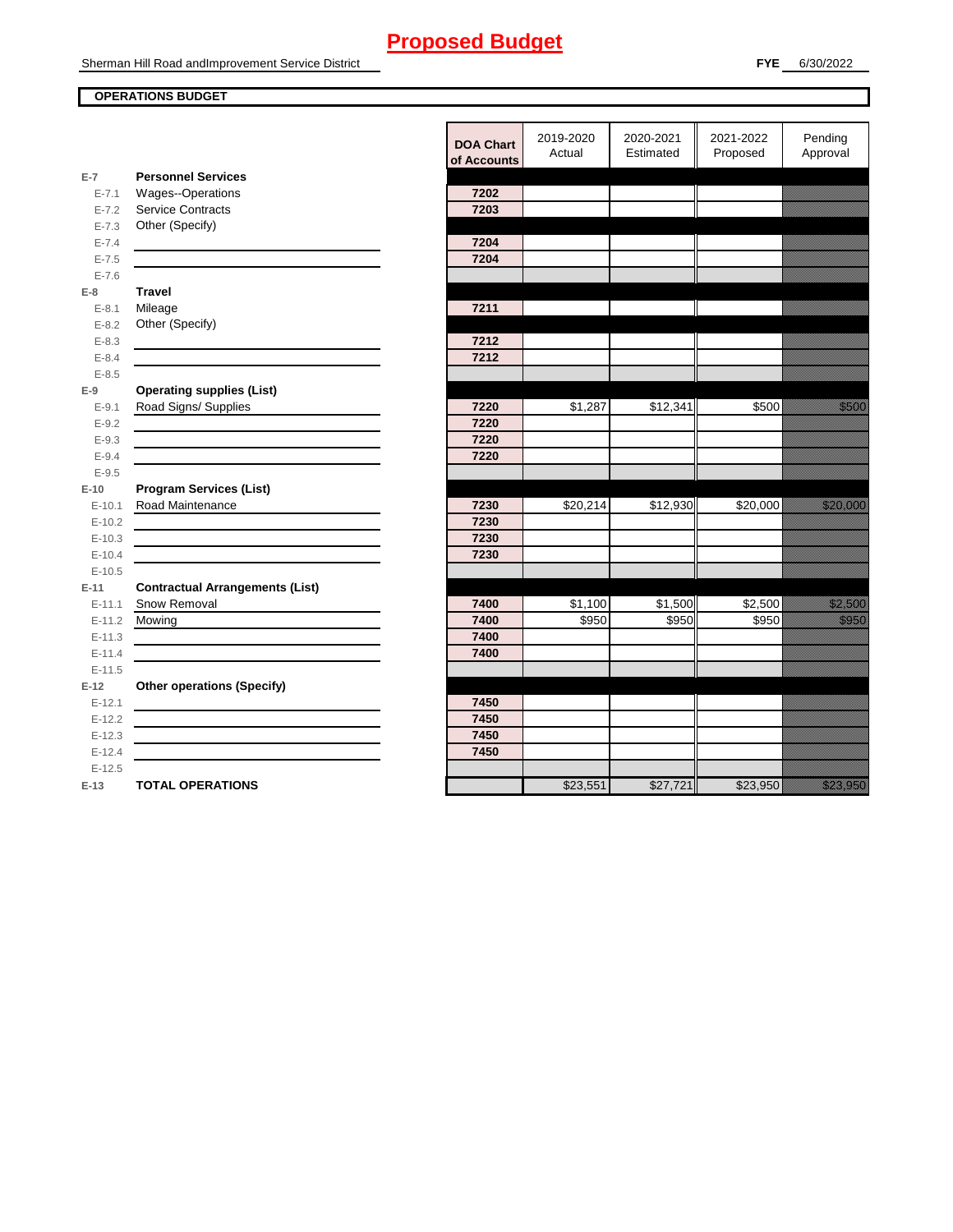# Proposed Budget

Sherman Hill Road andImprovement Service District

**FYE** 6/30/2022

**OPERATIONS BUDGET**

| | | DOA Chart of Accounts | 2019-2020 Actual | 2020-2021 Estimated | 2021-2022 Proposed | Pending Approval |
|---|---|---|---|---|---|---|
| **E-7** | **Personnel Services** | | | | | |
| E-7.1 | Wages--Operations | 7202 | | | | |
| E-7.2 | Service Contracts | 7203 | | | | |
| E-7.3 | Other (Specify) | | | | | |
| E-7.4 | | 7204 | | | | |
| E-7.5 | | 7204 | | | | |
| E-7.6 | | | | | | |
| **E-8** | **Travel** | | | | | |
| E-8.1 | Mileage | 7211 | | | | |
| E-8.2 | Other (Specify) | | | | | |
| E-8.3 | | 7212 | | | | |
| E-8.4 | | 7212 | | | | |
| E-8.5 | | | | | | |
| **E-9** | **Operating supplies (List)** | | | | | |
| E-9.1 | Road Signs/ Supplies | 7220 | $1,287 | $12,341 | $500 | $500 |
| E-9.2 | | 7220 | | | | |
| E-9.3 | | 7220 | | | | |
| E-9.4 | | 7220 | | | | |
| E-9.5 | | | | | | |
| **E-10** | **Program Services (List)** | | | | | |
| E-10.1 | Road Maintenance | 7230 | $20,214 | $12,930 | $20,000 | $20,000 |
| E-10.2 | | 7230 | | | | |
| E-10.3 | | 7230 | | | | |
| E-10.4 | | 7230 | | | | |
| E-10.5 | | | | | | |
| **E-11** | **Contractual Arrangements (List)** | | | | | |
| E-11.1 | Snow Removal | 7400 | $1,100 | $1,500 | $2,500 | $2,500 |
| E-11.2 | Mowing | 7400 | $950 | $950 | $950 | $950 |
| E-11.3 | | 7400 | | | | |
| E-11.4 | | 7400 | | | | |
| E-11.5 | | | | | | |
| **E-12** | **Other operations (Specify)** | | | | | |
| E-12.1 | | 7450 | | | | |
| E-12.2 | | 7450 | | | | |
| E-12.3 | | 7450 | | | | |
| E-12.4 | | 7450 | | | | |
| E-12.5 | | | | | | |
| **E-13** | **TOTAL OPERATIONS** | | $23,551 | $27,721 | $23,950 | $23,950 |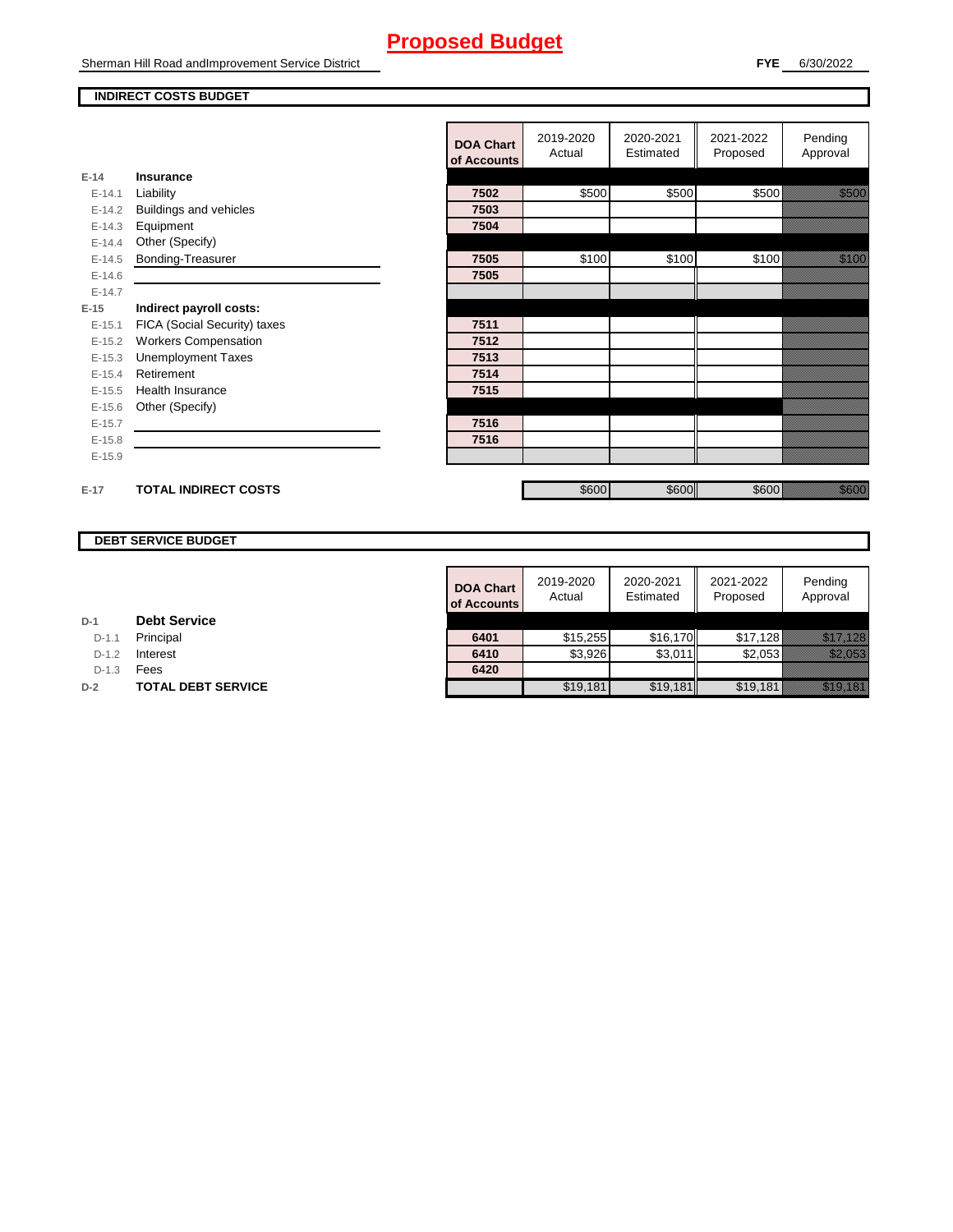# Proposed Budget

Sherman Hill Road andImprovement Service District

**FYE** 6/30/2022

## INDIRECT COSTS BUDGET

| | | DOA Chart of Accounts | 2019-2020 Actual | 2020-2021 Estimated | 2021-2022 Proposed | Pending Approval |
|---|---|---|---|---|---|---|
| E-14 | **Insurance** | | | | | |
| E-14.1 | Liability | 7502 | $500 | $500 | $500 | $500 |
| E-14.2 | Buildings and vehicles | 7503 | | | | |
| E-14.3 | Equipment | 7504 | | | | |
| E-14.4 | Other (Specify) | | | | | |
| E-14.5 | Bonding-Treasurer | 7505 | $100 | $100 | $100 | $100 |
| E-14.6 | | 7505 | | | | |
| E-14.7 | | | | | | |
| E-15 | **Indirect payroll costs:** | | | | | |
| E-15.1 | FICA (Social Security) taxes | 7511 | | | | |
| E-15.2 | Workers Compensation | 7512 | | | | |
| E-15.3 | Unemployment Taxes | 7513 | | | | |
| E-15.4 | Retirement | 7514 | | | | |
| E-15.5 | Health Insurance | 7515 | | | | |
| E-15.6 | Other (Specify) | | | | | |
| E-15.7 | | 7516 | | | | |
| E-15.8 | | 7516 | | | | |
| E-15.9 | | | | | | |
| E-17 | **TOTAL INDIRECT COSTS** | | $600 | $600 | $600 | $600 |

## DEBT SERVICE BUDGET

| | | DOA Chart of Accounts | 2019-2020 Actual | 2020-2021 Estimated | 2021-2022 Proposed | Pending Approval |
|---|---|---|---|---|---|---|
| D-1 | **Debt Service** | | | | | |
| D-1.1 | Principal | 6401 | $15,255 | $16,170 | $17,128 | $17,128 |
| D-1.2 | Interest | 6410 | $3,926 | $3,011 | $2,053 | $2,053 |
| D-1.3 | Fees | 6420 | | | | |
| D-2 | **TOTAL DEBT SERVICE** | | $19,181 | $19,181 | $19,181 | $19,181 |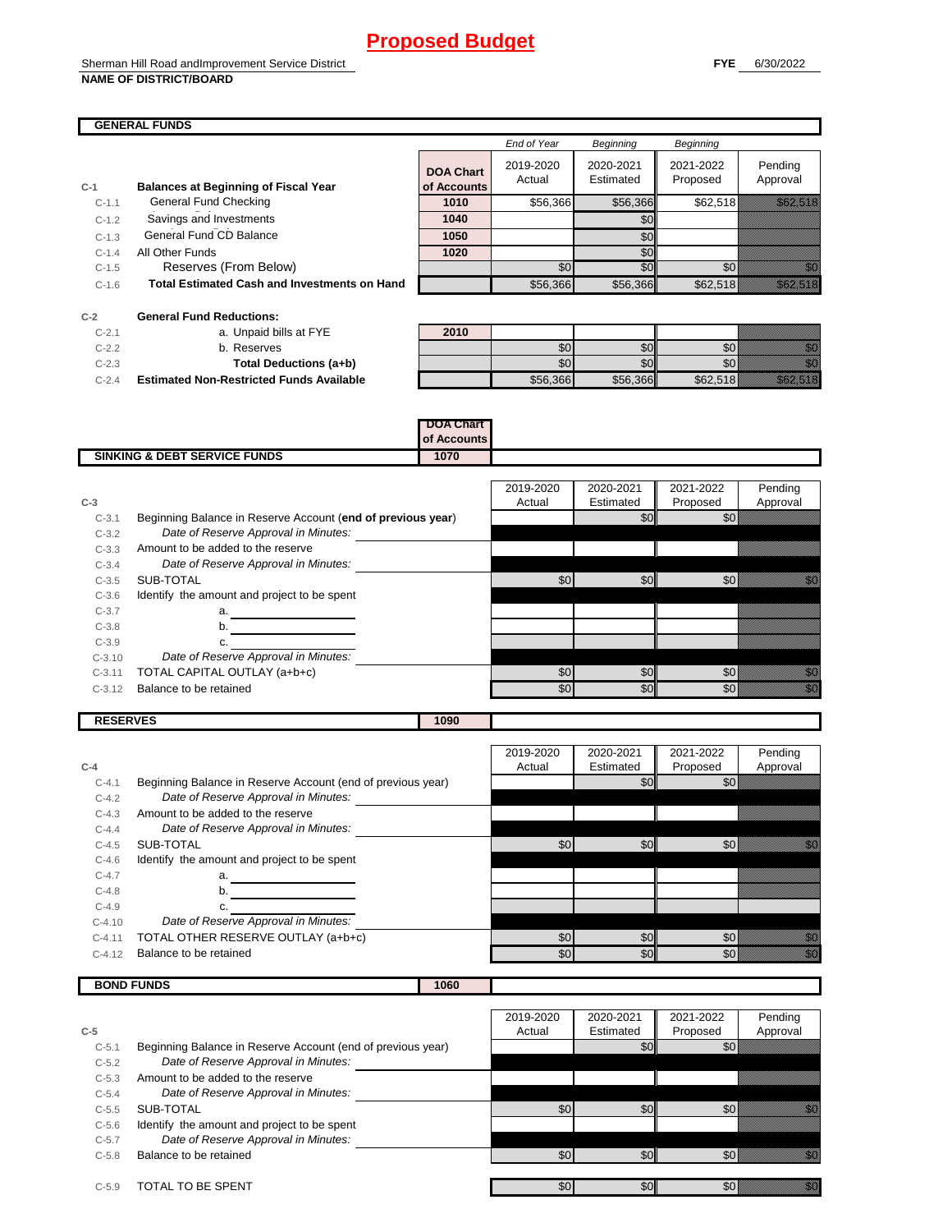# Proposed Budget

Sherman Hill Road andImprovement Service District
**NAME OF DISTRICT/BOARD**

**FYE** 6/30/2022

**GENERAL FUNDS**

| | | DOA Chart of Accounts | End of Year 2019-2020 Actual | Beginning 2020-2021 Estimated | Beginning 2021-2022 Proposed | Pending Approval |
|---|---|---|---|---|---|---|
| **C-1** | **Balances at Beginning of Fiscal Year** | | | | | |
| C-1.1 | General Fund Checking | 1010 | $56,366 | $56,366 | $62,518 | $62,518 |
| C-1.2 | Savings and Investments | 1040 | | $0 | | |
| C-1.3 | General Fund CD Balance | 1050 | | $0 | | |
| C-1.4 | All Other Funds | 1020 | | $0 | | |
| C-1.5 | Reserves (From Below) | | $0 | $0 | $0 | $0 |
| C-1.6 | **Total Estimated Cash and Investments on Hand** | | $56,366 | $56,366 | $62,518 | $62,518 |
| **C-2** | **General Fund Reductions:** | | | | | |
| C-2.1 | a. Unpaid bills at FYE | 2010 | | | | |
| C-2.2 | b. Reserves | | $0 | $0 | $0 | $0 |
| C-2.3 | **Total Deductions (a+b)** | | $0 | $0 | $0 | $0 |
| C-2.4 | **Estimated Non-Restricted Funds Available** | | $56,366 | $56,366 | $62,518 | $62,518 |

**SINKING & DEBT SERVICE FUNDS** — DOA Chart of Accounts 1070

| **C-3** | | 2019-2020 Actual | 2020-2021 Estimated | 2021-2022 Proposed | Pending Approval |
|---|---|---|---|---|---|
| C-3.1 | Beginning Balance in Reserve Account (**end of previous year**) | | $0 | $0 | |
| C-3.2 | *Date of Reserve Approval in Minutes:* | | | | |
| C-3.3 | Amount to be added to the reserve | | | | |
| C-3.4 | *Date of Reserve Approval in Minutes:* | | | | |
| C-3.5 | SUB-TOTAL | $0 | $0 | $0 | $0 |
| C-3.6 | Identify the amount and project to be spent | | | | |
| C-3.7 | a. | | | | |
| C-3.8 | b. | | | | |
| C-3.9 | c. | | | | |
| C-3.10 | *Date of Reserve Approval in Minutes:* | | | | |
| C-3.11 | TOTAL CAPITAL OUTLAY (a+b+c) | $0 | $0 | $0 | $0 |
| C-3.12 | Balance to be retained | $0 | $0 | $0 | $0 |

**RESERVES** — 1090

| **C-4** | | 2019-2020 Actual | 2020-2021 Estimated | 2021-2022 Proposed | Pending Approval |
|---|---|---|---|---|---|
| C-4.1 | Beginning Balance in Reserve Account (end of previous year) | | $0 | $0 | |
| C-4.2 | *Date of Reserve Approval in Minutes:* | | | | |
| C-4.3 | Amount to be added to the reserve | | | | |
| C-4.4 | *Date of Reserve Approval in Minutes:* | | | | |
| C-4.5 | SUB-TOTAL | $0 | $0 | $0 | $0 |
| C-4.6 | Identify the amount and project to be spent | | | | |
| C-4.7 | a. | | | | |
| C-4.8 | b. | | | | |
| C-4.9 | c. | | | | |
| C-4.10 | *Date of Reserve Approval in Minutes:* | | | | |
| C-4.11 | TOTAL OTHER RESERVE OUTLAY (a+b+c) | $0 | $0 | $0 | $0 |
| C-4.12 | Balance to be retained | $0 | $0 | $0 | $0 |

**BOND FUNDS** — 1060

| **C-5** | | 2019-2020 Actual | 2020-2021 Estimated | 2021-2022 Proposed | Pending Approval |
|---|---|---|---|---|---|
| C-5.1 | Beginning Balance in Reserve Account (end of previous year) | | $0 | $0 | |
| C-5.2 | *Date of Reserve Approval in Minutes:* | | | | |
| C-5.3 | Amount to be added to the reserve | | | | |
| C-5.4 | *Date of Reserve Approval in Minutes:* | | | | |
| C-5.5 | SUB-TOTAL | $0 | $0 | $0 | $0 |
| C-5.6 | Identify the amount and project to be spent | | | | |
| C-5.7 | *Date of Reserve Approval in Minutes:* | | | | |
| C-5.8 | Balance to be retained | $0 | $0 | $0 | $0 |
| C-5.9 | TOTAL TO BE SPENT | $0 | $0 | $0 | $0 |